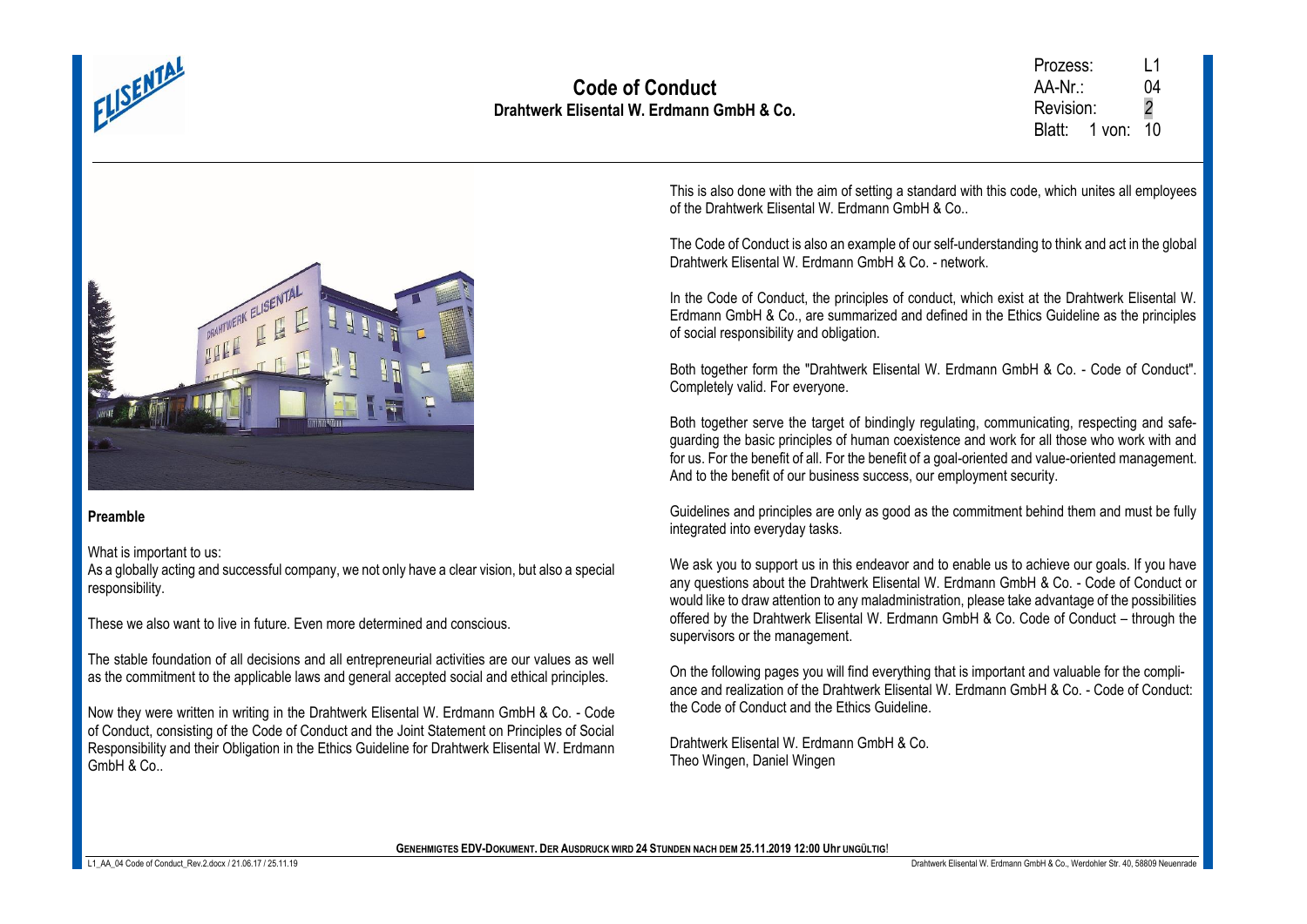# Code of Conduct

**Drahtwerk Elisental W. Erdmann GmbH & Co.**

| | |
|---|---|
| Prozess: | L1 |
| AA-Nr.: | 04 |
| Revision: | 2 |

**Preamble**

What is important to us:
As a globally acting and successful company, we not only have a clear vision, but also a special responsibility.

These we also want to live in future. Even more determined and conscious.

The stable foundation of all decisions and all entrepreneurial activities are our values as well as the commitment to the applicable laws and general accepted social and ethical principles.

Now they were written in writing in the Drahtwerk Elisental W. Erdmann GmbH & Co. - Code of Conduct, consisting of the Code of Conduct and the Joint Statement on Principles of Social Responsibility and their Obligation in the Ethics Guideline for Drahtwerk Elisental W. Erdmann GmbH & Co..

This is also done with the aim of setting a standard with this code, which unites all employees of the Drahtwerk Elisental W. Erdmann GmbH & Co..

The Code of Conduct is also an example of our self-understanding to think and act in the global Drahtwerk Elisental W. Erdmann GmbH & Co. - network.

In the Code of Conduct, the principles of conduct, which exist at the Drahtwerk Elisental W. Erdmann GmbH & Co., are summarized and defined in the Ethics Guideline as the principles of social responsibility and obligation.

Both together form the "Drahtwerk Elisental W. Erdmann GmbH & Co. - Code of Conduct". Completely valid. For everyone.

Both together serve the target of bindingly regulating, communicating, respecting and safeguarding the basic principles of human coexistence and work for all those who work with and for us. For the benefit of all. For the benefit of a goal-oriented and value-oriented management. And to the benefit of our business success, our employment security.

Guidelines and principles are only as good as the commitment behind them and must be fully integrated into everyday tasks.

We ask you to support us in this endeavor and to enable us to achieve our goals. If you have any questions about the Drahtwerk Elisental W. Erdmann GmbH & Co. - Code of Conduct or would like to draw attention to any maladministration, please take advantage of the possibilities offered by the Drahtwerk Elisental W. Erdmann GmbH & Co. Code of Conduct – through the supervisors or the management.

On the following pages you will find everything that is important and valuable for the compliance and realization of the Drahtwerk Elisental W. Erdmann GmbH & Co. - Code of Conduct: the Code of Conduct and the Ethics Guideline.

Drahtwerk Elisental W. Erdmann GmbH & Co.
Theo Wingen, Daniel Wingen

**GENEHMIGTES EDV-DOKUMENT. DER AUSDRUCK WIRD 24 STUNDEN NACH DEM 25.11.2019 12:00 Uhr UNGÜLTIG!**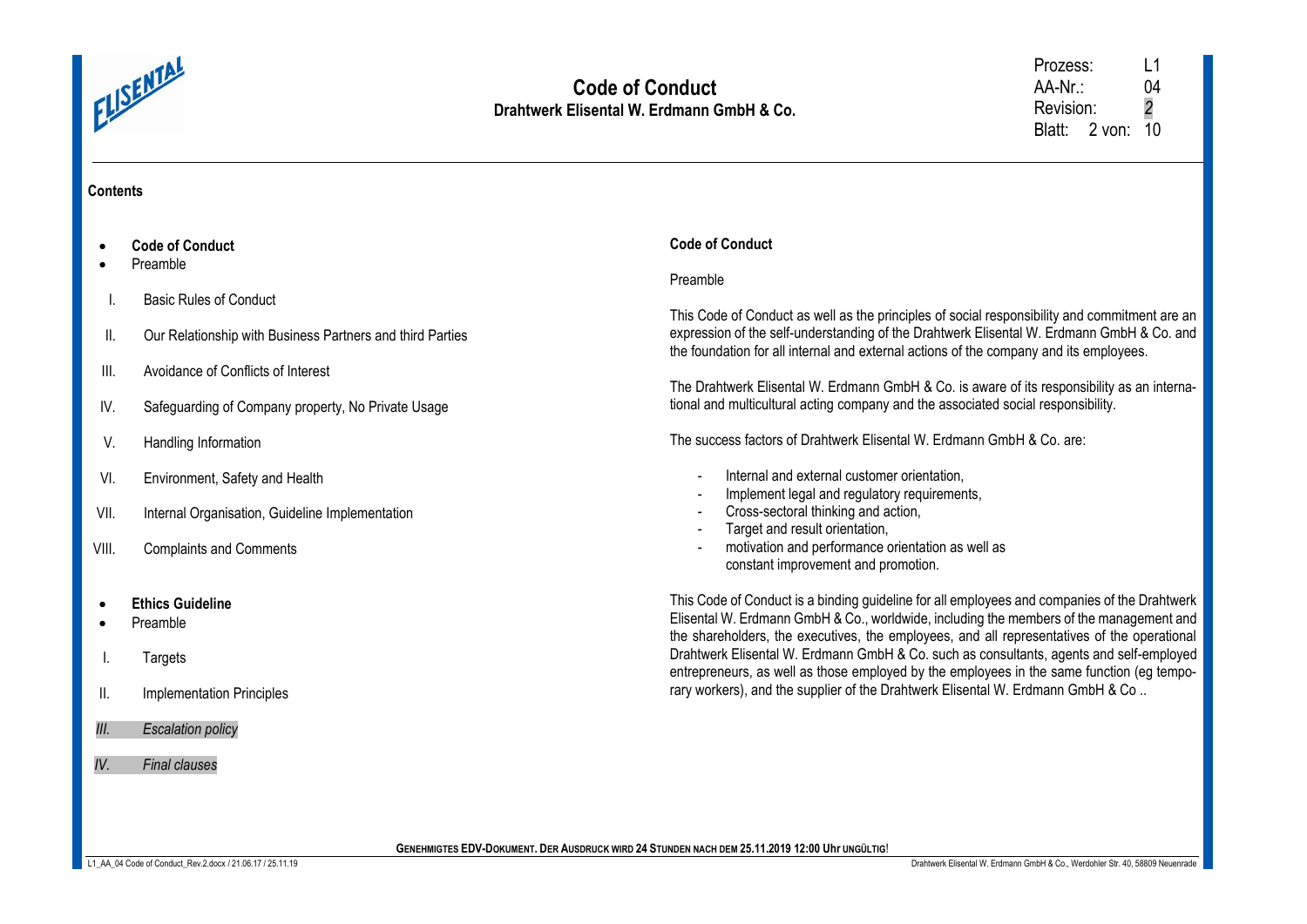**Contents**

- **Code of Conduct**
- Preamble

I. Basic Rules of Conduct

II. Our Relationship with Business Partners and third Parties

III. Avoidance of Conflicts of Interest

IV. Safeguarding of Company property, No Private Usage

V. Handling Information

VI. Environment, Safety and Health

VII. Internal Organisation, Guideline Implementation

VIII. Complaints and Comments

- **Ethics Guideline**
- Preamble

I. Targets

II. Implementation Principles

*III. Escalation policy*

*IV. Final clauses*

**Code of Conduct**

Preamble

This Code of Conduct as well as the principles of social responsibility and commitment are an expression of the self-understanding of the Drahtwerk Elisental W. Erdmann GmbH & Co. and the foundation for all internal and external actions of the company and its employees.

The Drahtwerk Elisental W. Erdmann GmbH & Co. is aware of its responsibility as an international and multicultural acting company and the associated social responsibility.

The success factors of Drahtwerk Elisental W. Erdmann GmbH & Co. are:

- Internal and external customer orientation,
- Implement legal and regulatory requirements,
- Cross-sectoral thinking and action,
- Target and result orientation,
- motivation and performance orientation as well as constant improvement and promotion.

This Code of Conduct is a binding guideline for all employees and companies of the Drahtwerk Elisental W. Erdmann GmbH & Co., worldwide, including the members of the management and the shareholders, the executives, the employees, and all representatives of the operational Drahtwerk Elisental W. Erdmann GmbH & Co. such as consultants, agents and self-employed entrepreneurs, as well as those employed by the employees in the same function (eg temporary workers), and the supplier of the Drahtwerk Elisental W. Erdmann GmbH & Co ..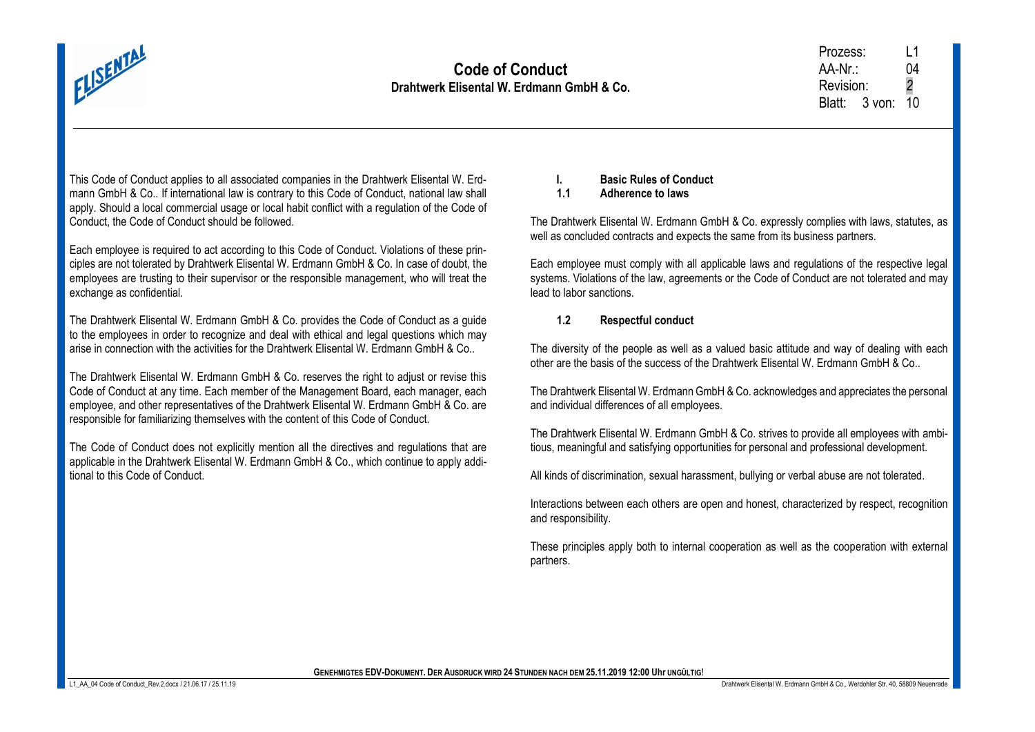This Code of Conduct applies to all associated companies in the Drahtwerk Elisental W. Erdmann GmbH & Co.. If international law is contrary to this Code of Conduct, national law shall apply. Should a local commercial usage or local habit conflict with a regulation of the Code of Conduct, the Code of Conduct should be followed.

Each employee is required to act according to this Code of Conduct. Violations of these principles are not tolerated by Drahtwerk Elisental W. Erdmann GmbH & Co. In case of doubt, the employees are trusting to their supervisor or the responsible management, who will treat the exchange as confidential.

The Drahtwerk Elisental W. Erdmann GmbH & Co. provides the Code of Conduct as a guide to the employees in order to recognize and deal with ethical and legal questions which may arise in connection with the activities for the Drahtwerk Elisental W. Erdmann GmbH & Co..

The Drahtwerk Elisental W. Erdmann GmbH & Co. reserves the right to adjust or revise this Code of Conduct at any time. Each member of the Management Board, each manager, each employee, and other representatives of the Drahtwerk Elisental W. Erdmann GmbH & Co. are responsible for familiarizing themselves with the content of this Code of Conduct.

The Code of Conduct does not explicitly mention all the directives and regulations that are applicable in the Drahtwerk Elisental W. Erdmann GmbH & Co., which continue to apply additional to this Code of Conduct.

## I. Basic Rules of Conduct

### 1.1 Adherence to laws

The Drahtwerk Elisental W. Erdmann GmbH & Co. expressly complies with laws, statutes, as well as concluded contracts and expects the same from its business partners.

Each employee must comply with all applicable laws and regulations of the respective legal systems. Violations of the law, agreements or the Code of Conduct are not tolerated and may lead to labor sanctions.

### 1.2 Respectful conduct

The diversity of the people as well as a valued basic attitude and way of dealing with each other are the basis of the success of the Drahtwerk Elisental W. Erdmann GmbH & Co..

The Drahtwerk Elisental W. Erdmann GmbH & Co. acknowledges and appreciates the personal and individual differences of all employees.

The Drahtwerk Elisental W. Erdmann GmbH & Co. strives to provide all employees with ambitious, meaningful and satisfying opportunities for personal and professional development.

All kinds of discrimination, sexual harassment, bullying or verbal abuse are not tolerated.

Interactions between each others are open and honest, characterized by respect, recognition and responsibility.

These principles apply both to internal cooperation as well as the cooperation with external partners.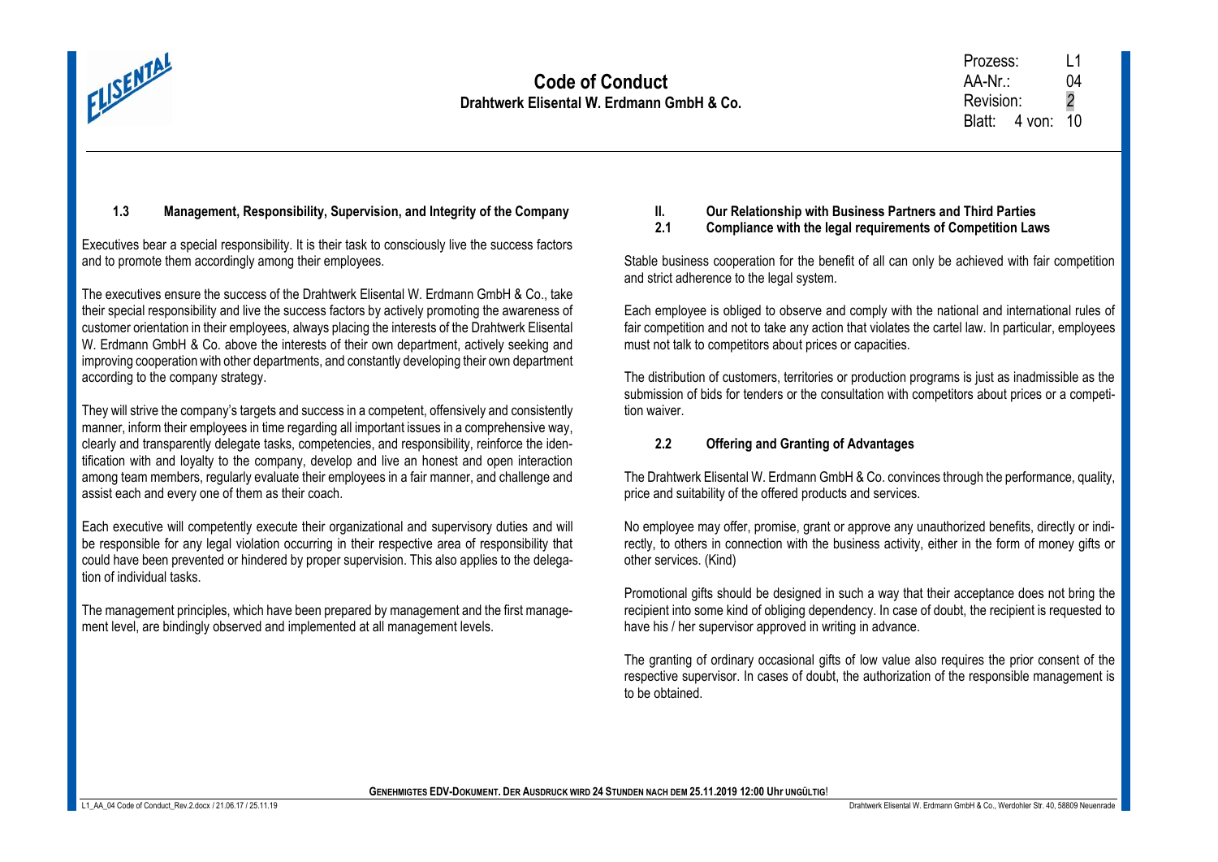### 1.3 Management, Responsibility, Supervision, and Integrity of the Company

Executives bear a special responsibility. It is their task to consciously live the success factors and to promote them accordingly among their employees.

The executives ensure the success of the Drahtwerk Elisental W. Erdmann GmbH & Co., take their special responsibility and live the success factors by actively promoting the awareness of customer orientation in their employees, always placing the interests of the Drahtwerk Elisental W. Erdmann GmbH & Co. above the interests of their own department, actively seeking and improving cooperation with other departments, and constantly developing their own department according to the company strategy.

They will strive the company's targets and success in a competent, offensively and consistently manner, inform their employees in time regarding all important issues in a comprehensive way, clearly and transparently delegate tasks, competencies, and responsibility, reinforce the identification with and loyalty to the company, develop and live an honest and open interaction among team members, regularly evaluate their employees in a fair manner, and challenge and assist each and every one of them as their coach.

Each executive will competently execute their organizational and supervisory duties and will be responsible for any legal violation occurring in their respective area of responsibility that could have been prevented or hindered by proper supervision. This also applies to the delegation of individual tasks.

The management principles, which have been prepared by management and the first management level, are bindingly observed and implemented at all management levels.

## II. Our Relationship with Business Partners and Third Parties

### 2.1 Compliance with the legal requirements of Competition Laws

Stable business cooperation for the benefit of all can only be achieved with fair competition and strict adherence to the legal system.

Each employee is obliged to observe and comply with the national and international rules of fair competition and not to take any action that violates the cartel law. In particular, employees must not talk to competitors about prices or capacities.

The distribution of customers, territories or production programs is just as inadmissible as the submission of bids for tenders or the consultation with competitors about prices or a competition waiver.

### 2.2 Offering and Granting of Advantages

The Drahtwerk Elisental W. Erdmann GmbH & Co. convinces through the performance, quality, price and suitability of the offered products and services.

No employee may offer, promise, grant or approve any unauthorized benefits, directly or indirectly, to others in connection with the business activity, either in the form of money gifts or other services. (Kind)

Promotional gifts should be designed in such a way that their acceptance does not bring the recipient into some kind of obliging dependency. In case of doubt, the recipient is requested to have his / her supervisor approved in writing in advance.

The granting of ordinary occasional gifts of low value also requires the prior consent of the respective supervisor. In cases of doubt, the authorization of the responsible management is to be obtained.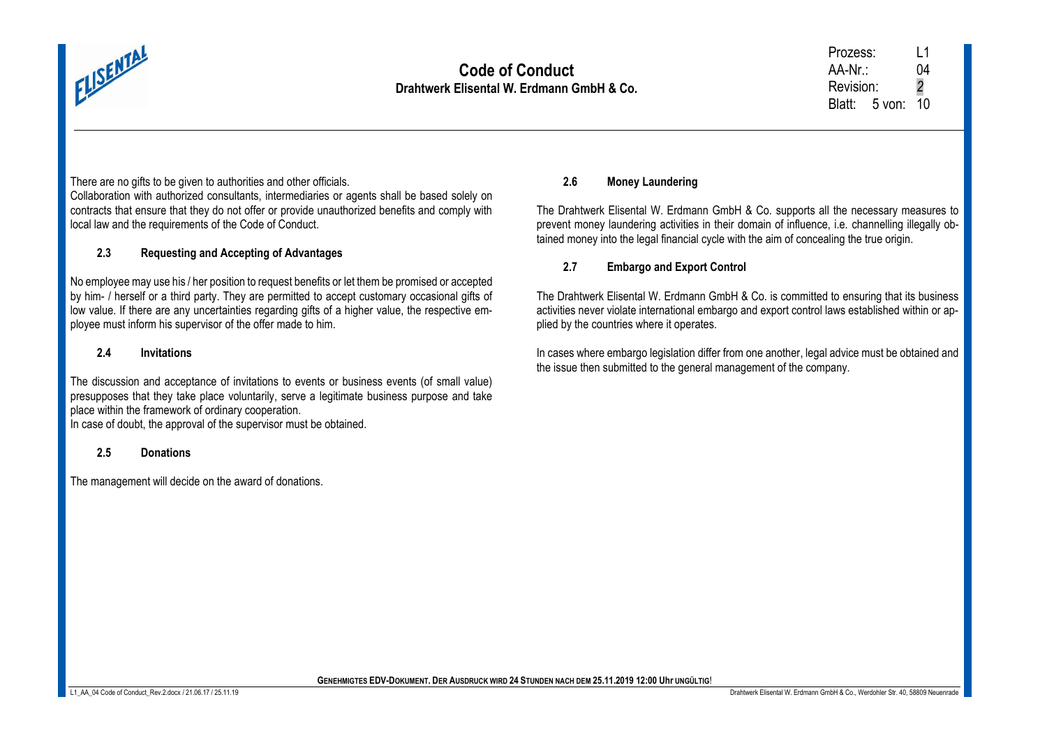There are no gifts to be given to authorities and other officials.
Collaboration with authorized consultants, intermediaries or agents shall be based solely on contracts that ensure that they do not offer or provide unauthorized benefits and comply with local law and the requirements of the Code of Conduct.

### 2.3 Requesting and Accepting of Advantages

No employee may use his / her position to request benefits or let them be promised or accepted by him- / herself or a third party. They are permitted to accept customary occasional gifts of low value. If there are any uncertainties regarding gifts of a higher value, the respective employee must inform his supervisor of the offer made to him.

### 2.4 Invitations

The discussion and acceptance of invitations to events or business events (of small value) presupposes that they take place voluntarily, serve a legitimate business purpose and take place within the framework of ordinary cooperation.
In case of doubt, the approval of the supervisor must be obtained.

### 2.5 Donations

The management will decide on the award of donations.

### 2.6 Money Laundering

The Drahtwerk Elisental W. Erdmann GmbH & Co. supports all the necessary measures to prevent money laundering activities in their domain of influence, i.e. channelling illegally obtained money into the legal financial cycle with the aim of concealing the true origin.

### 2.7 Embargo and Export Control

The Drahtwerk Elisental W. Erdmann GmbH & Co. is committed to ensuring that its business activities never violate international embargo and export control laws established within or applied by the countries where it operates.

In cases where embargo legislation differ from one another, legal advice must be obtained and the issue then submitted to the general management of the company.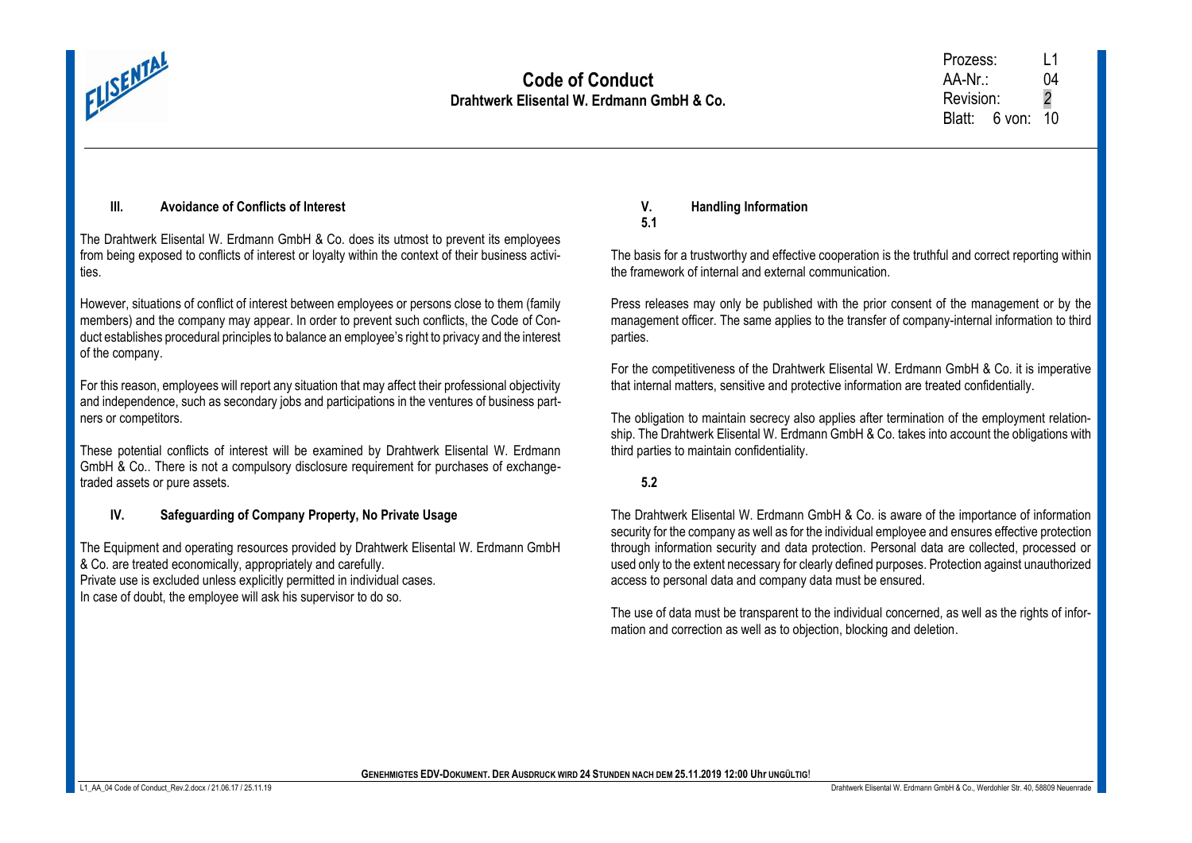## III. Avoidance of Conflicts of Interest

The Drahtwerk Elisental W. Erdmann GmbH & Co. does its utmost to prevent its employees from being exposed to conflicts of interest or loyalty within the context of their business activities.

However, situations of conflict of interest between employees or persons close to them (family members) and the company may appear. In order to prevent such conflicts, the Code of Conduct establishes procedural principles to balance an employee's right to privacy and the interest of the company.

For this reason, employees will report any situation that may affect their professional objectivity and independence, such as secondary jobs and participations in the ventures of business partners or competitors.

These potential conflicts of interest will be examined by Drahtwerk Elisental W. Erdmann GmbH & Co.. There is not a compulsory disclosure requirement for purchases of exchange-traded assets or pure assets.

## IV. Safeguarding of Company Property, No Private Usage

The Equipment and operating resources provided by Drahtwerk Elisental W. Erdmann GmbH & Co. are treated economically, appropriately and carefully.
Private use is excluded unless explicitly permitted in individual cases.
In case of doubt, the employee will ask his supervisor to do so.

## V. Handling Information

### 5.1

The basis for a trustworthy and effective cooperation is the truthful and correct reporting within the framework of internal and external communication.

Press releases may only be published with the prior consent of the management or by the management officer. The same applies to the transfer of company-internal information to third parties.

For the competitiveness of the Drahtwerk Elisental W. Erdmann GmbH & Co. it is imperative that internal matters, sensitive and protective information are treated confidentially.

The obligation to maintain secrecy also applies after termination of the employment relationship. The Drahtwerk Elisental W. Erdmann GmbH & Co. takes into account the obligations with third parties to maintain confidentiality.

### 5.2

The Drahtwerk Elisental W. Erdmann GmbH & Co. is aware of the importance of information security for the company as well as for the individual employee and ensures effective protection through information security and data protection. Personal data are collected, processed or used only to the extent necessary for clearly defined purposes. Protection against unauthorized access to personal data and company data must be ensured.

The use of data must be transparent to the individual concerned, as well as the rights of information and correction as well as to objection, blocking and deletion.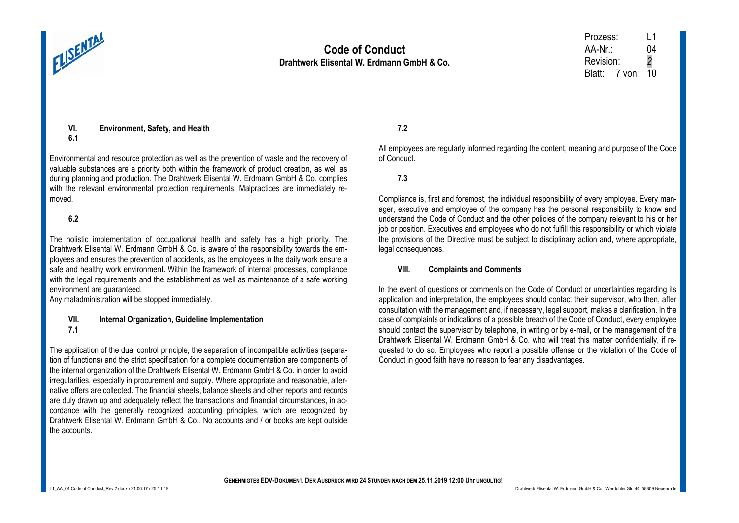## VI. Environment, Safety, and Health

### 6.1

Environmental and resource protection as well as the prevention of waste and the recovery of valuable substances are a priority both within the framework of product creation, as well as during planning and production. The Drahtwerk Elisental W. Erdmann GmbH & Co. complies with the relevant environmental protection requirements. Malpractices are immediately removed.

### 6.2

The holistic implementation of occupational health and safety has a high priority. The Drahtwerk Elisental W. Erdmann GmbH & Co. is aware of the responsibility towards the employees and ensures the prevention of accidents, as the employees in the daily work ensure a safe and healthy work environment. Within the framework of internal processes, compliance with the legal requirements and the establishment as well as maintenance of a safe working environment are guaranteed.

Any maladministration will be stopped immediately.

## VII. Internal Organization, Guideline Implementation

### 7.1

The application of the dual control principle, the separation of incompatible activities (separation of functions) and the strict specification for a complete documentation are components of the internal organization of the Drahtwerk Elisental W. Erdmann GmbH & Co. in order to avoid irregularities, especially in procurement and supply. Where appropriate and reasonable, alternative offers are collected. The financial sheets, balance sheets and other reports and records are duly drawn up and adequately reflect the transactions and financial circumstances, in accordance with the generally recognized accounting principles, which are recognized by Drahtwerk Elisental W. Erdmann GmbH & Co.. No accounts and / or books are kept outside the accounts.

### 7.2

All employees are regularly informed regarding the content, meaning and purpose of the Code of Conduct.

### 7.3

Compliance is, first and foremost, the individual responsibility of every employee. Every manager, executive and employee of the company has the personal responsibility to know and understand the Code of Conduct and the other policies of the company relevant to his or her job or position. Executives and employees who do not fulfill this responsibility or which violate the provisions of the Directive must be subject to disciplinary action and, where appropriate, legal consequences.

## VIII. Complaints and Comments

In the event of questions or comments on the Code of Conduct or uncertainties regarding its application and interpretation, the employees should contact their supervisor, who then, after consultation with the management and, if necessary, legal support, makes a clarification. In the case of complaints or indications of a possible breach of the Code of Conduct, every employee should contact the supervisor by telephone, in writing or by e-mail, or the management of the Drahtwerk Elisental W. Erdmann GmbH & Co. who will treat this matter confidentially, if requested to do so. Employees who report a possible offense or the violation of the Code of Conduct in good faith have no reason to fear any disadvantages.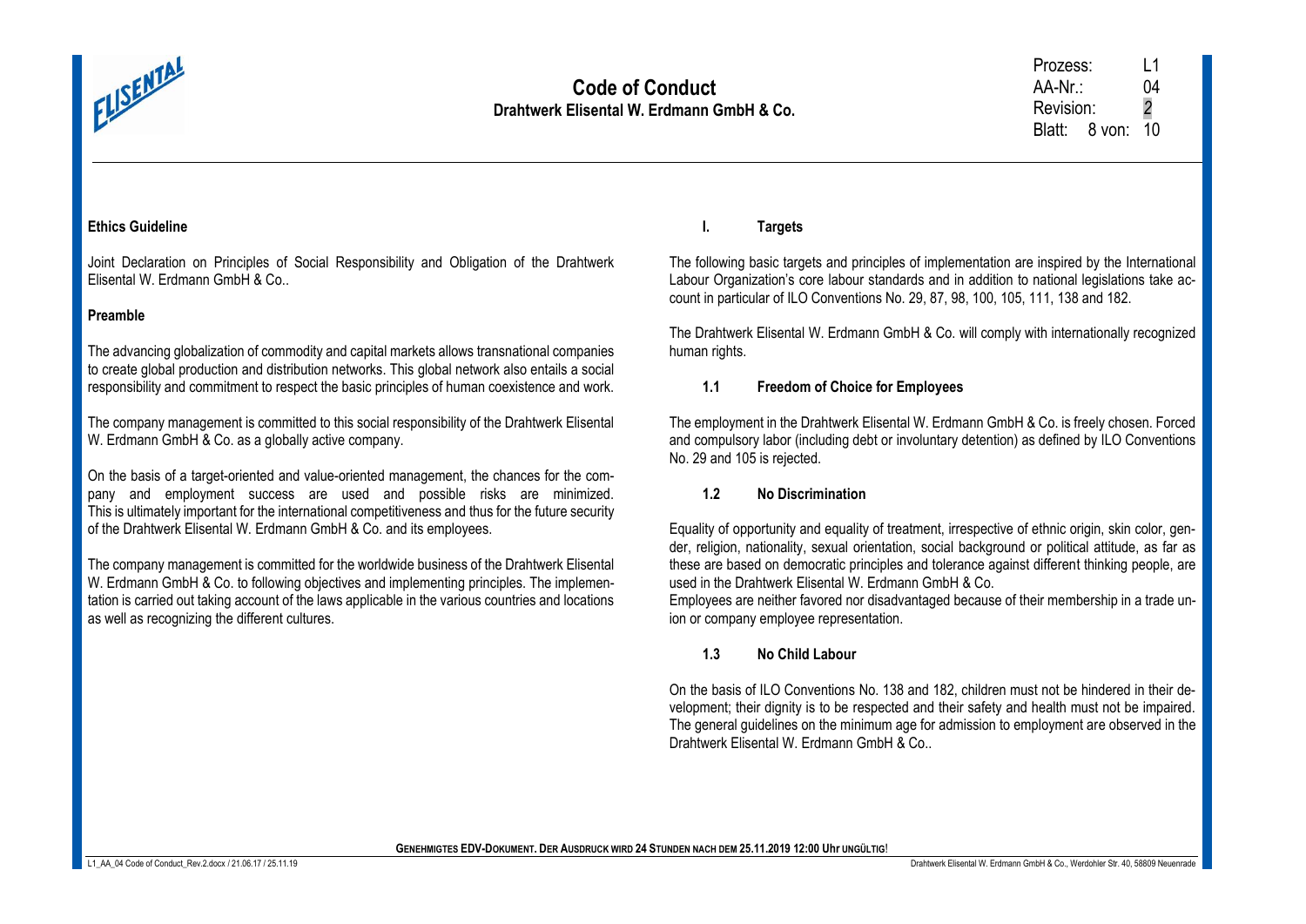## Ethics Guideline

Joint Declaration on Principles of Social Responsibility and Obligation of the Drahtwerk Elisental W. Erdmann GmbH & Co..

### Preamble

The advancing globalization of commodity and capital markets allows transnational companies to create global production and distribution networks. This global network also entails a social responsibility and commitment to respect the basic principles of human coexistence and work.

The company management is committed to this social responsibility of the Drahtwerk Elisental W. Erdmann GmbH & Co. as a globally active company.

On the basis of a target-oriented and value-oriented management, the chances for the company and employment success are used and possible risks are minimized. This is ultimately important for the international competitiveness and thus for the future security of the Drahtwerk Elisental W. Erdmann GmbH & Co. and its employees.

The company management is committed for the worldwide business of the Drahtwerk Elisental W. Erdmann GmbH & Co. to following objectives and implementing principles. The implementation is carried out taking account of the laws applicable in the various countries and locations as well as recognizing the different cultures.

### I. Targets

The following basic targets and principles of implementation are inspired by the International Labour Organization's core labour standards and in addition to national legislations take account in particular of ILO Conventions No. 29, 87, 98, 100, 105, 111, 138 and 182.

The Drahtwerk Elisental W. Erdmann GmbH & Co. will comply with internationally recognized human rights.

#### 1.1 Freedom of Choice for Employees

The employment in the Drahtwerk Elisental W. Erdmann GmbH & Co. is freely chosen. Forced and compulsory labor (including debt or involuntary detention) as defined by ILO Conventions No. 29 and 105 is rejected.

#### 1.2 No Discrimination

Equality of opportunity and equality of treatment, irrespective of ethnic origin, skin color, gender, religion, nationality, sexual orientation, social background or political attitude, as far as these are based on democratic principles and tolerance against different thinking people, are used in the Drahtwerk Elisental W. Erdmann GmbH & Co.
Employees are neither favored nor disadvantaged because of their membership in a trade union or company employee representation.

#### 1.3 No Child Labour

On the basis of ILO Conventions No. 138 and 182, children must not be hindered in their development; their dignity is to be respected and their safety and health must not be impaired. The general guidelines on the minimum age for admission to employment are observed in the Drahtwerk Elisental W. Erdmann GmbH & Co..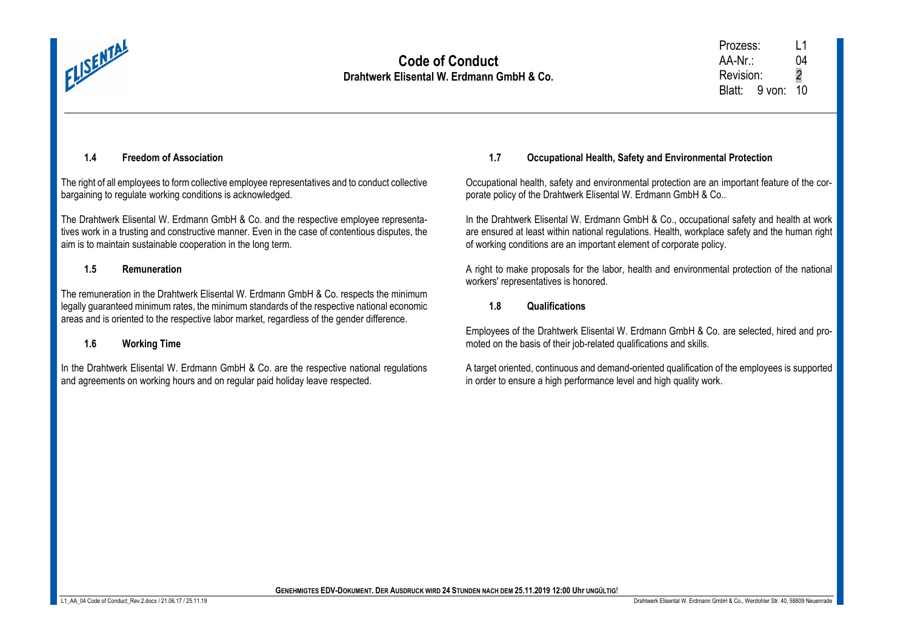### 1.4 Freedom of Association

The right of all employees to form collective employee representatives and to conduct collective bargaining to regulate working conditions is acknowledged.

The Drahtwerk Elisental W. Erdmann GmbH & Co. and the respective employee representatives work in a trusting and constructive manner. Even in the case of contentious disputes, the aim is to maintain sustainable cooperation in the long term.

### 1.5 Remuneration

The remuneration in the Drahtwerk Elisental W. Erdmann GmbH & Co. respects the minimum legally guaranteed minimum rates, the minimum standards of the respective national economic areas and is oriented to the respective labor market, regardless of the gender difference.

### 1.6 Working Time

In the Drahtwerk Elisental W. Erdmann GmbH & Co. are the respective national regulations and agreements on working hours and on regular paid holiday leave respected.

### 1.7 Occupational Health, Safety and Environmental Protection

Occupational health, safety and environmental protection are an important feature of the corporate policy of the Drahtwerk Elisental W. Erdmann GmbH & Co..

In the Drahtwerk Elisental W. Erdmann GmbH & Co., occupational safety and health at work are ensured at least within national regulations. Health, workplace safety and the human right of working conditions are an important element of corporate policy.

A right to make proposals for the labor, health and environmental protection of the national workers' representatives is honored.

### 1.8 Qualifications

Employees of the Drahtwerk Elisental W. Erdmann GmbH & Co. are selected, hired and promoted on the basis of their job-related qualifications and skills.

A target oriented, continuous and demand-oriented qualification of the employees is supported in order to ensure a high performance level and high quality work.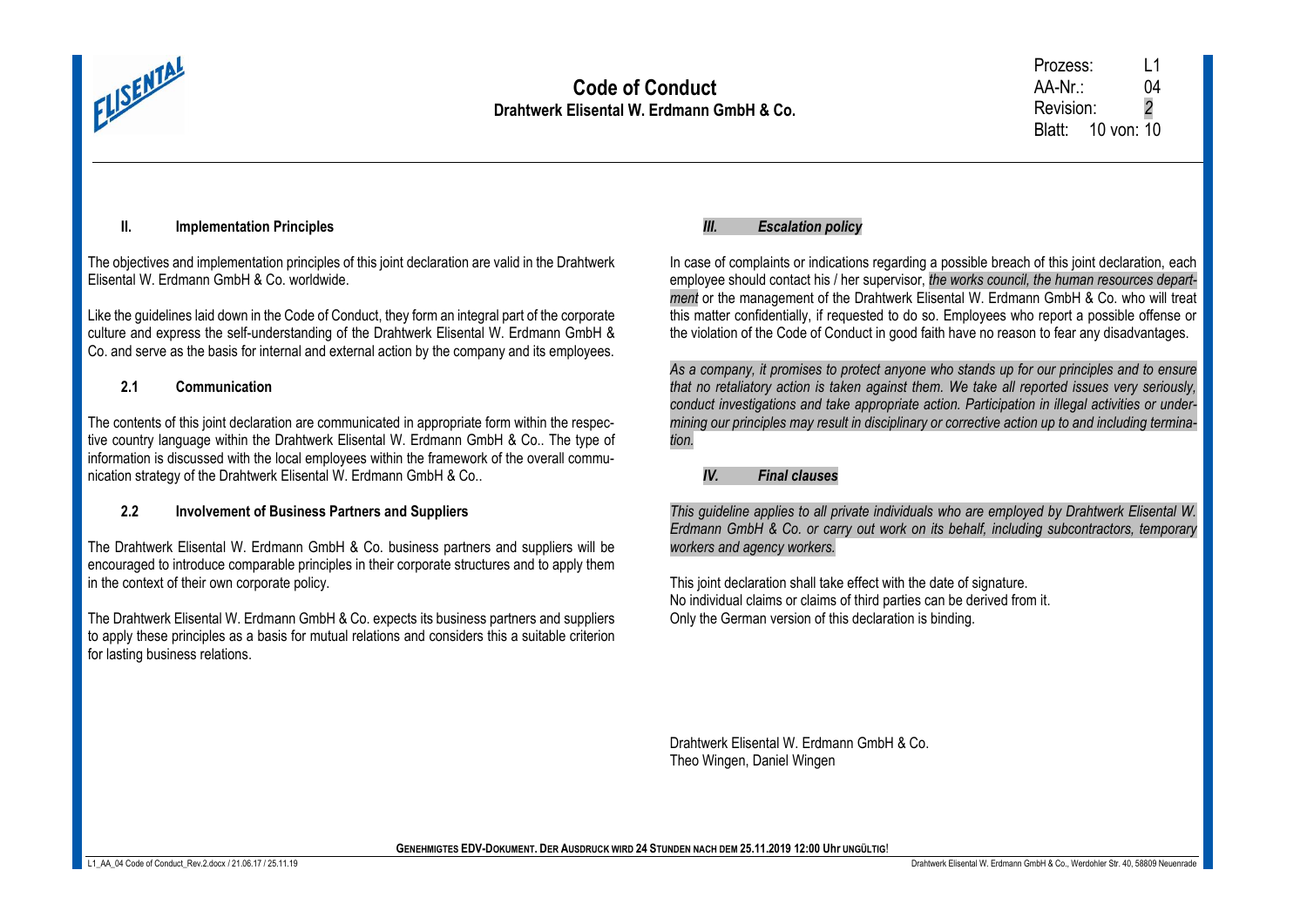## II. Implementation Principles

The objectives and implementation principles of this joint declaration are valid in the Drahtwerk Elisental W. Erdmann GmbH & Co. worldwide.

Like the guidelines laid down in the Code of Conduct, they form an integral part of the corporate culture and express the self-understanding of the Drahtwerk Elisental W. Erdmann GmbH & Co. and serve as the basis for internal and external action by the company and its employees.

### 2.1 Communication

The contents of this joint declaration are communicated in appropriate form within the respective country language within the Drahtwerk Elisental W. Erdmann GmbH & Co.. The type of information is discussed with the local employees within the framework of the overall communication strategy of the Drahtwerk Elisental W. Erdmann GmbH & Co..

### 2.2 Involvement of Business Partners and Suppliers

The Drahtwerk Elisental W. Erdmann GmbH & Co. business partners and suppliers will be encouraged to introduce comparable principles in their corporate structures and to apply them in the context of their own corporate policy.

The Drahtwerk Elisental W. Erdmann GmbH & Co. expects its business partners and suppliers to apply these principles as a basis for mutual relations and considers this a suitable criterion for lasting business relations.

## *III. Escalation policy*

In case of complaints or indications regarding a possible breach of this joint declaration, each employee should contact his / her supervisor, *the works council, the human resources department* or the management of the Drahtwerk Elisental W. Erdmann GmbH & Co. who will treat this matter confidentially, if requested to do so. Employees who report a possible offense or the violation of the Code of Conduct in good faith have no reason to fear any disadvantages.

*As a company, it promises to protect anyone who stands up for our principles and to ensure that no retaliatory action is taken against them. We take all reported issues very seriously, conduct investigations and take appropriate action. Participation in illegal activities or undermining our principles may result in disciplinary or corrective action up to and including termination.*

## *IV. Final clauses*

*This guideline applies to all private individuals who are employed by Drahtwerk Elisental W. Erdmann GmbH & Co. or carry out work on its behalf, including subcontractors, temporary workers and agency workers.*

This joint declaration shall take effect with the date of signature.
No individual claims or claims of third parties can be derived from it.
Only the German version of this declaration is binding.

Drahtwerk Elisental W. Erdmann GmbH & Co.
Theo Wingen, Daniel Wingen